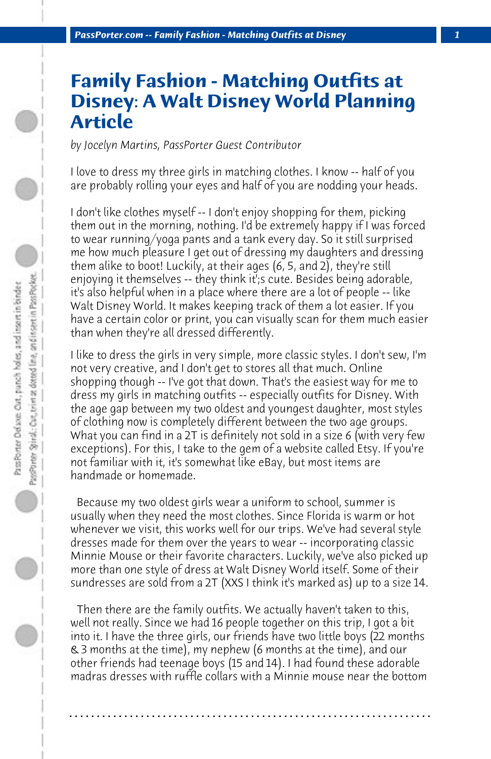# Family Fashion - Matching Outfits at Disney: A Walt Disney World Planning Article

*by Jocelyn Martins, PassPorter Guest Contributor*

I love to dress my three girls in matching clothes. I know -- half of you are probably rolling your eyes and half of you are nodding your heads.

I don't like clothes myself -- I don't enjoy shopping for them, picking them out in the morning, nothing. I'd be extremely happy if I was forced to wear running/yoga pants and a tank every day. So it still surprised me how much pleasure I get out of dressing my daughters and dressing them alike to boot! Luckily, at their ages (6, 5, and 2), they're still enjoying it themselves -- they think it';s cute. Besides being adorable, it's also helpful when in a place where there are a lot of people -- like Walt Disney World. It makes keeping track of them a lot easier. If you have a certain color or print, you can visually scan for them much easier than when they're all dressed differently.

I like to dress the girls in very simple, more classic styles. I don't sew, I'm not very creative, and I don't get to stores all that much. Online shopping though -- I've got that down. That's the easiest way for me to dress my girls in matching outfits -- especially outfits for Disney. With the age gap between my two oldest and youngest daughter, most styles of clothing now is completely different between the two age groups. What you can find in a 2T is definitely not sold in a size 6 (with very few exceptions). For this, I take to the gem of a website called Etsy. If you're not familiar with it, it's somewhat like eBay, but most items are handmade or homemade.

Because my two oldest girls wear a uniform to school, summer is usually when they need the most clothes. Since Florida is warm or hot whenever we visit, this works well for our trips. We've had several style dresses made for them over the years to wear -- incorporating classic Minnie Mouse or their favorite characters. Luckily, we've also picked up more than one style of dress at Walt Disney World itself. Some of their sundresses are sold from a 2T (XXS I think it's marked as) up to a size 14.

Then there are the family outfits. We actually haven't taken to this, well not really. Since we had 16 people together on this trip, I got a bit into it. I have the three girls, our friends have two little boys (22 months & 3 months at the time), my nephew (6 months at the time), and our other friends had teenage boys (15 and 14). I had found these adorable madras dresses with ruffle collars with a Minnie mouse near the bottom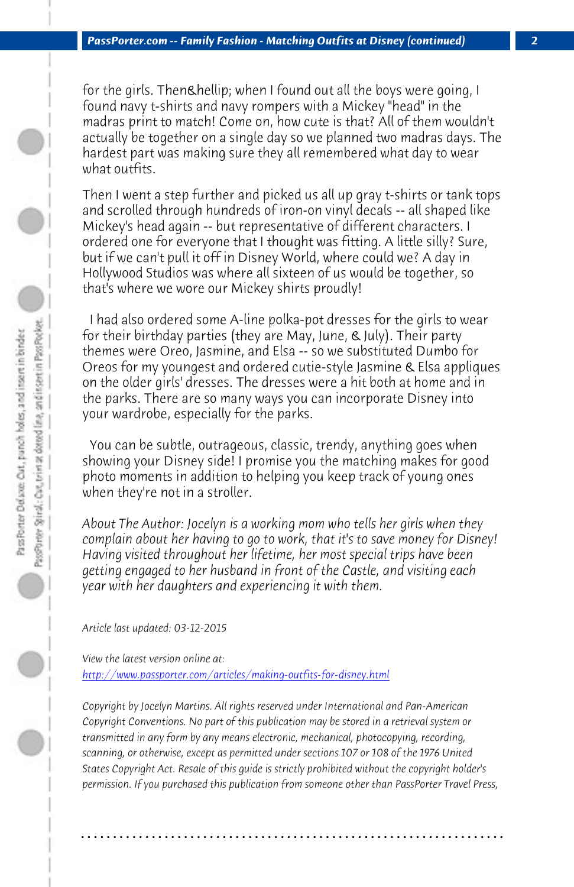for the girls. Then&hellip; when I found out all the boys were going, I found navy t-shirts and navy rompers with a Mickey "head" in the madras print to match! Come on, how cute is that? All of them wouldn't actually be together on a single day so we planned two madras days. The hardest part was making sure they all remembered what day to wear what outfits.

Then I went a step further and picked us all up gray t-shirts or tank tops and scrolled through hundreds of iron-on vinyl decals -- all shaped like Mickey's head again -- but representative of different characters. I ordered one for everyone that I thought was fitting. A little silly? Sure, but if we can't pull it off in Disney World, where could we? A day in Hollywood Studios was where all sixteen of us would be together, so that's where we wore our Mickey shirts proudly!

I had also ordered some A-line polka-pot dresses for the girls to wear for their birthday parties (they are May, June, & July). Their party themes were Oreo, Jasmine, and Elsa -- so we substituted Dumbo for Oreos for my youngest and ordered cutie-style Jasmine & Elsa appliques on the older girls' dresses. The dresses were a hit both at home and in the parks. There are so many ways you can incorporate Disney into your wardrobe, especially for the parks.

You can be subtle, outrageous, classic, trendy, anything goes when showing your Disney side! I promise you the matching makes for good photo moments in addition to helping you keep track of young ones when they're not in a stroller.

*About The Author: Jocelyn is a working mom who tells her girls when they complain about her having to go to work, that it's to save money for Disney! Having visited throughout her lifetime, her most special trips have been getting engaged to her husband in front of the Castle, and visiting each year with her daughters and experiencing it with them.*

*Article last updated: 03-12-2015*

*View the latest version online at:*
[http://www.passporter.com/articles/making-outfits-for-disney.html](http://www.passporter.com/articles/making-outfits-for-disney.html)

*Copyright by Jocelyn Martins. All rights reserved under International and Pan-American Copyright Conventions. No part of this publication may be stored in a retrieval system or transmitted in any form by any means electronic, mechanical, photocopying, recording, scanning, or otherwise, except as permitted under sections 107 or 108 of the 1976 United States Copyright Act. Resale of this guide is strictly prohibited without the copyright holder's permission. If you purchased this publication from someone other than PassPorter Travel Press,*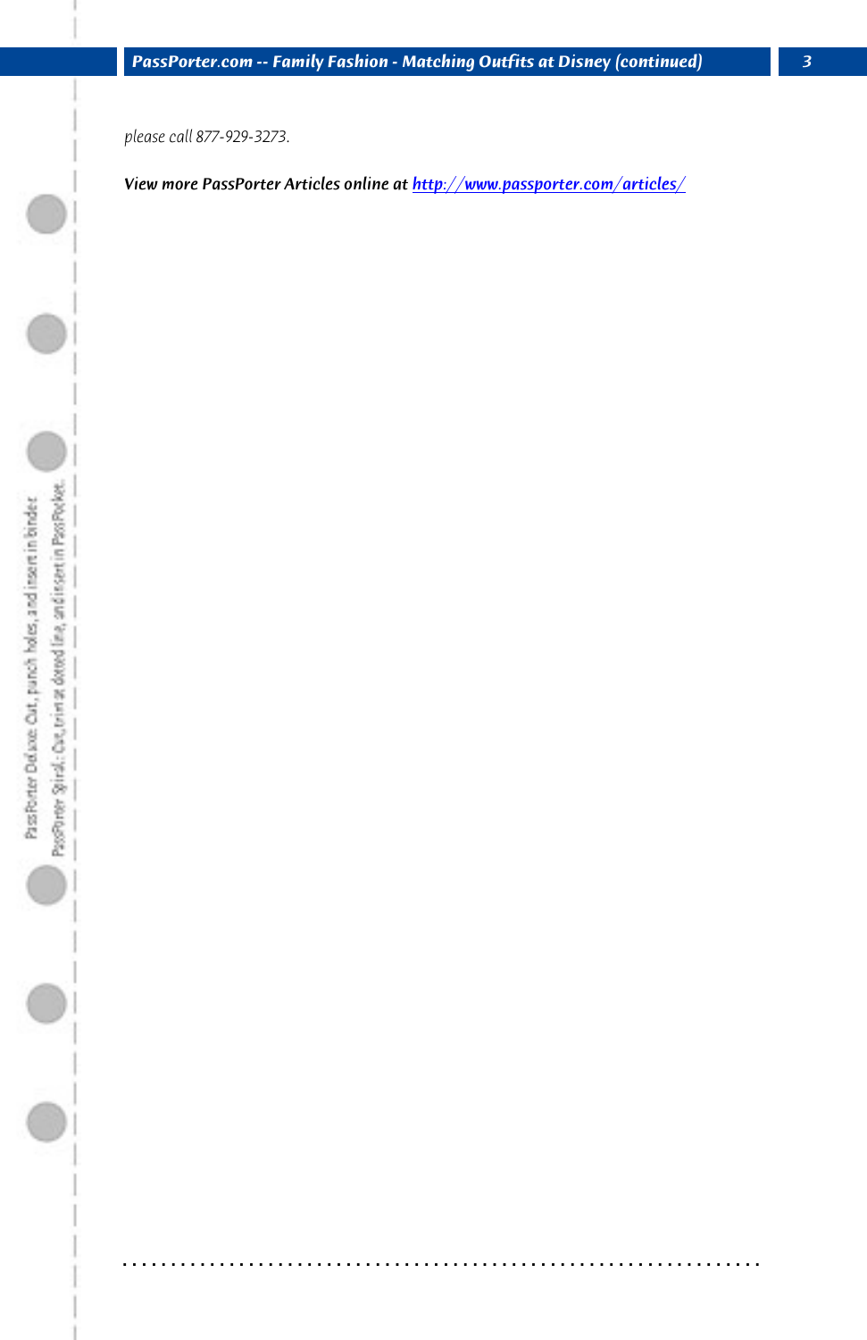*please call 877-929-3273.*

**View more PassPorter Articles online at [http://www.passporter.com/articles/](http://www.passporter.com/articles/)**